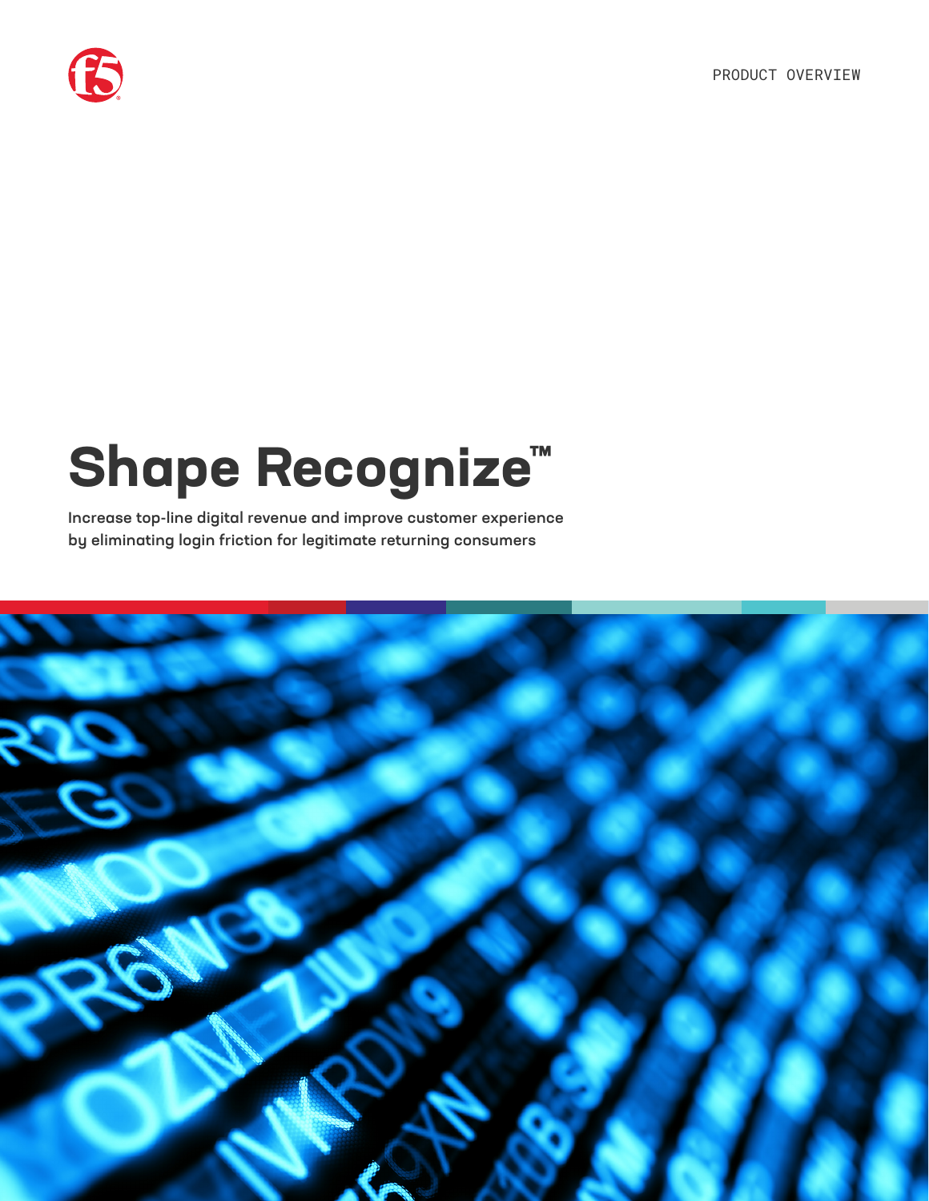PRODUCT OVERVIEW

# Shape Recognize™

**Increase top-line digital revenue and improve customer experience by eliminating login friction for legitimate returning consumers**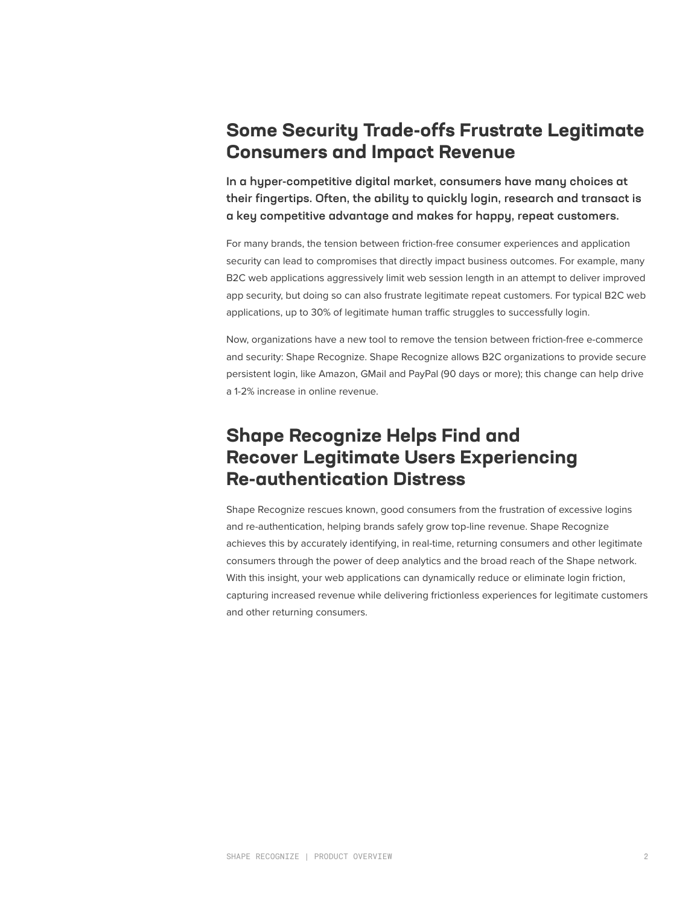## Some Security Trade-offs Frustrate Legitimate Consumers and Impact Revenue

**In a hyper-competitive digital market, consumers have many choices at their fingertips. Often, the ability to quickly login, research and transact is a key competitive advantage and makes for happy, repeat customers.**

For many brands, the tension between friction-free consumer experiences and application security can lead to compromises that directly impact business outcomes. For example, many B2C web applications aggressively limit web session length in an attempt to deliver improved app security, but doing so can also frustrate legitimate repeat customers. For typical B2C web applications, up to 30% of legitimate human traffic struggles to successfully login.

Now, organizations have a new tool to remove the tension between friction-free e-commerce and security: Shape Recognize. Shape Recognize allows B2C organizations to provide secure persistent login, like Amazon, GMail and PayPal (90 days or more); this change can help drive a 1-2% increase in online revenue.

## Shape Recognize Helps Find and Recover Legitimate Users Experiencing Re-authentication Distress

Shape Recognize rescues known, good consumers from the frustration of excessive logins and re-authentication, helping brands safely grow top-line revenue. Shape Recognize achieves this by accurately identifying, in real-time, returning consumers and other legitimate consumers through the power of deep analytics and the broad reach of the Shape network. With this insight, your web applications can dynamically reduce or eliminate login friction, capturing increased revenue while delivering frictionless experiences for legitimate customers and other returning consumers.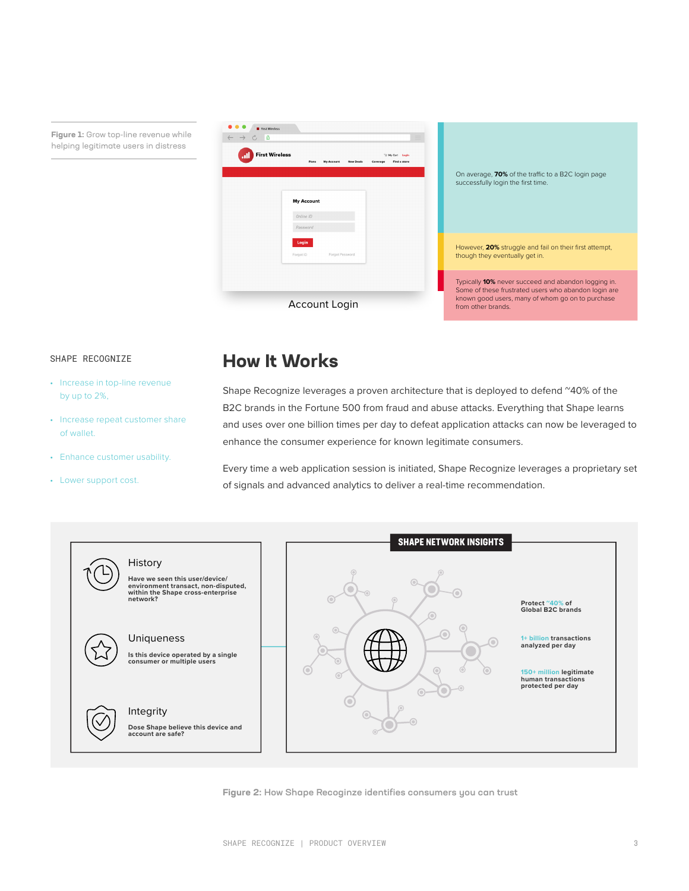**Figure 1:** Grow top-line revenue while helping legitimate users in distress

Account Login

On average, **70%** of the traffic to a B2C login page successfully login the first time.

However, **20%** struggle and fail on their first attempt, though they eventually get in.

Typically **10%** never succeed and abandon logging in. Some of these frustrated users who abandon login are known good users, many of whom go on to purchase from other brands.

SHAPE RECOGNIZE

- Increase in top-line revenue by up to 2%,
- Increase repeat customer share of wallet.
- Enhance customer usability.
- Lower support cost.

## How It Works

Shape Recognize leverages a proven architecture that is deployed to defend ~40% of the B2C brands in the Fortune 500 from fraud and abuse attacks. Everything that Shape learns and uses over one billion times per day to defeat application attacks can now be leveraged to enhance the consumer experience for known legitimate consumers.

Every time a web application session is initiated, Shape Recognize leverages a proprietary set of signals and advanced analytics to deliver a real-time recommendation.

History

**Have we seen this user/device/ environment transact, non-disputed, within the Shape cross-enterprise network?**

Uniqueness

**Is this device operated by a single consumer or multiple users**

Integrity

**Dose Shape believe this device and account are safe?**

**SHAPE NETWORK INSIGHTS**

**Protect ~40% of Global B2C brands**

**1+ billion transactions analyzed per day**

**150+ million legitimate human transactions protected per day**

**Figure 2:** How Shape Recoginze identifies consumers you can trust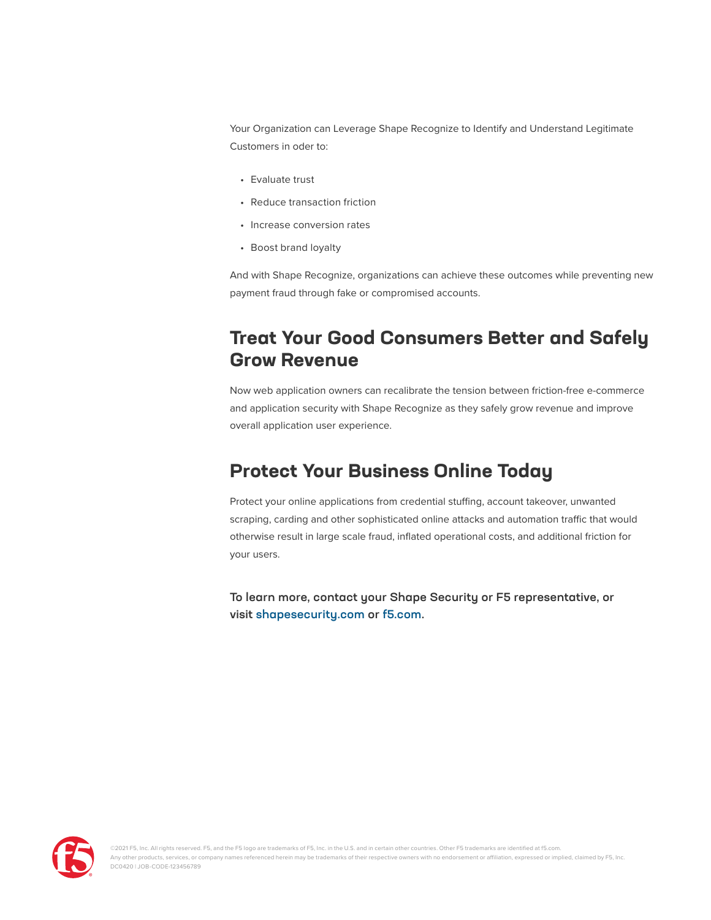Your Organization can Leverage Shape Recognize to Identify and Understand Legitimate Customers in oder to:

- Evaluate trust
- Reduce transaction friction
- Increase conversion rates
- Boost brand loyalty

And with Shape Recognize, organizations can achieve these outcomes while preventing new payment fraud through fake or compromised accounts.

## Treat Your Good Consumers Better and Safely Grow Revenue

Now web application owners can recalibrate the tension between friction-free e-commerce and application security with Shape Recognize as they safely grow revenue and improve overall application user experience.

## Protect Your Business Online Today

Protect your online applications from credential stuffing, account takeover, unwanted scraping, carding and other sophisticated online attacks and automation traffic that would otherwise result in large scale fraud, inflated operational costs, and additional friction for your users.

**To learn more, contact your Shape Security or F5 representative, or visit shapesecurity.com or f5.com.**

©2021 F5, Inc. All rights reserved. F5, and the F5 logo are trademarks of F5, Inc. in the U.S. and in certain other countries. Other F5 trademarks are identified at f5.com.
Any other products, services, or company names referenced herein may be trademarks of their respective owners with no endorsement or affiliation, expressed or implied, claimed by F5, Inc.
DC0420 | JOB-CODE-123456789